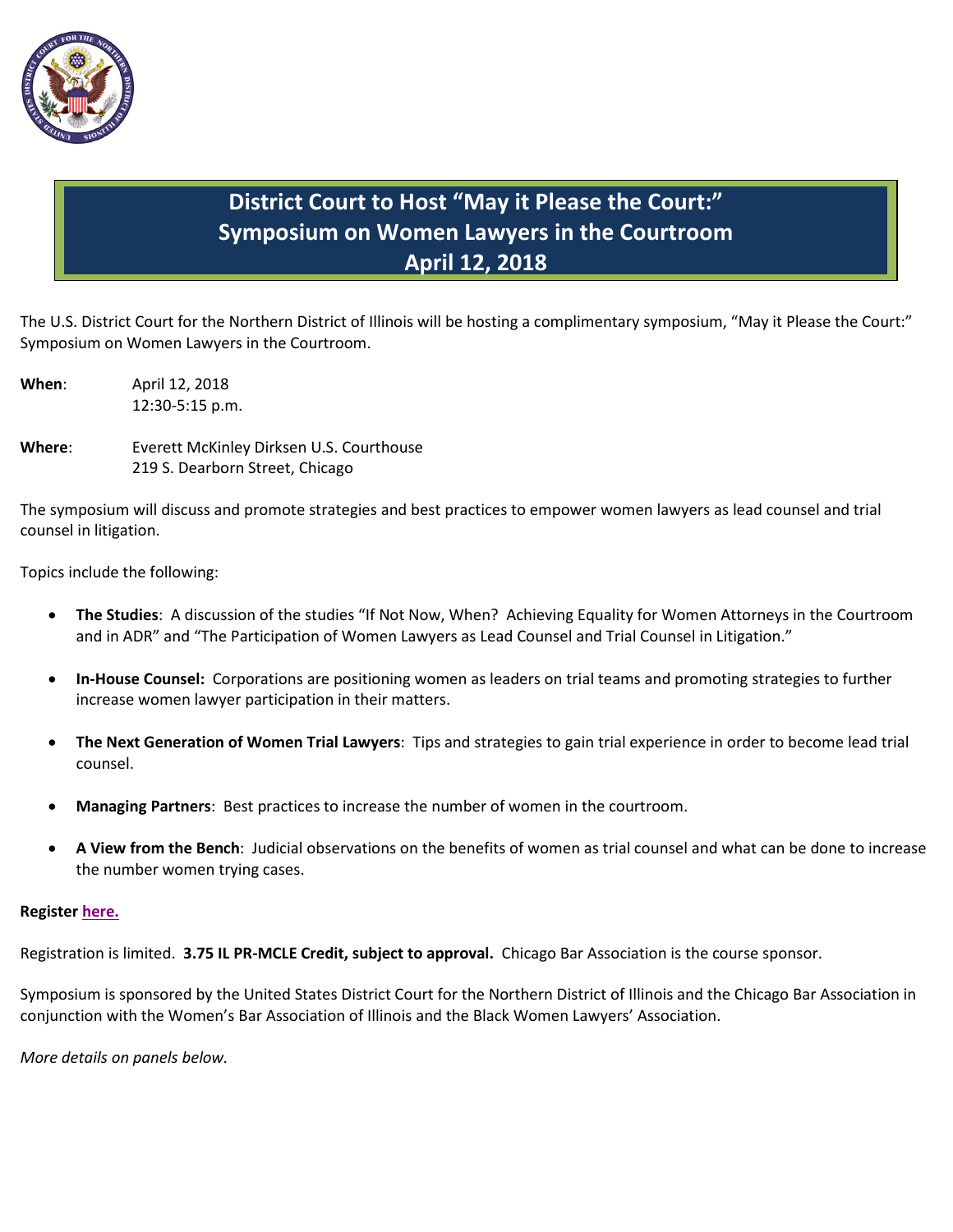# District Court to Host "May it Please the Court:" Symposium on Women Lawyers in the Courtroom April 12, 2018

The U.S. District Court for the Northern District of Illinois will be hosting a complimentary symposium, "May it Please the Court:" Symposium on Women Lawyers in the Courtroom.

**When**: April 12, 2018
12:30-5:15 p.m.

**Where**: Everett McKinley Dirksen U.S. Courthouse
219 S. Dearborn Street, Chicago

The symposium will discuss and promote strategies and best practices to empower women lawyers as lead counsel and trial counsel in litigation.

Topics include the following:

- **The Studies**: A discussion of the studies "If Not Now, When? Achieving Equality for Women Attorneys in the Courtroom and in ADR" and "The Participation of Women Lawyers as Lead Counsel and Trial Counsel in Litigation."
- **In-House Counsel:** Corporations are positioning women as leaders on trial teams and promoting strategies to further increase women lawyer participation in their matters.
- **The Next Generation of Women Trial Lawyers**: Tips and strategies to gain trial experience in order to become lead trial counsel.
- **Managing Partners**: Best practices to increase the number of women in the courtroom.
- **A View from the Bench**: Judicial observations on the benefits of women as trial counsel and what can be done to increase the number women trying cases.

**Register here.**

Registration is limited. **3.75 IL PR-MCLE Credit, subject to approval.** Chicago Bar Association is the course sponsor.

Symposium is sponsored by the United States District Court for the Northern District of Illinois and the Chicago Bar Association in conjunction with the Women's Bar Association of Illinois and the Black Women Lawyers' Association.

*More details on panels below.*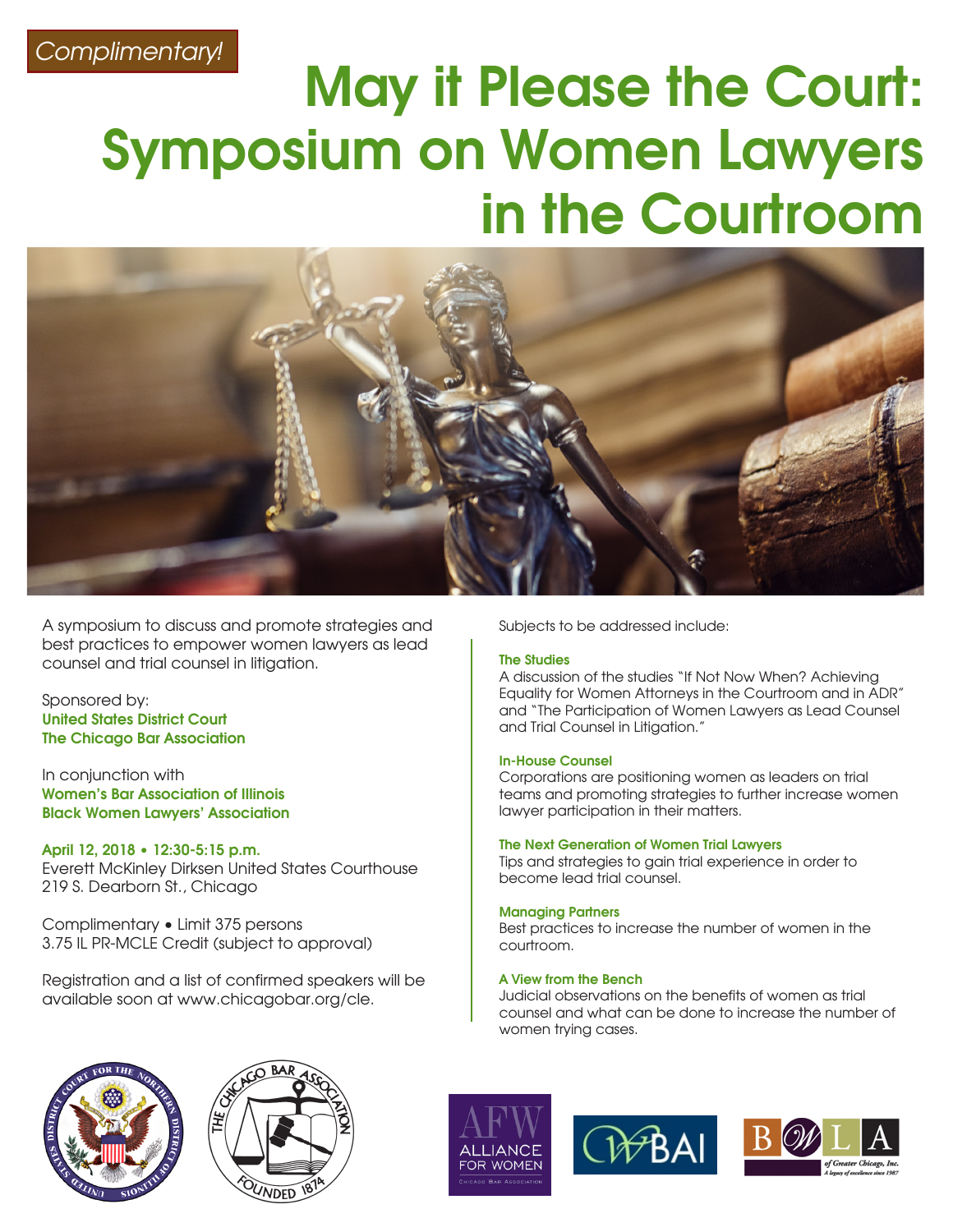*Complimentary!*

# May it Please the Court: Symposium on Women Lawyers in the Courtroom

A symposium to discuss and promote strategies and best practices to empower women lawyers as lead counsel and trial counsel in litigation.

Sponsored by:
**United States District Court**
**The Chicago Bar Association**

In conjunction with
**Women's Bar Association of Illinois**
**Black Women Lawyers' Association**

**April 12, 2018 • 12:30-5:15 p.m.**
Everett McKinley Dirksen United States Courthouse
219 S. Dearborn St., Chicago

Complimentary • Limit 375 persons
3.75 IL PR-MCLE Credit (subject to approval)

Registration and a list of confirmed speakers will be available soon at www.chicagobar.org/cle.

Subjects to be addressed include:

**The Studies**
A discussion of the studies "If Not Now When? Achieving Equality for Women Attorneys in the Courtroom and in ADR" and "The Participation of Women Lawyers as Lead Counsel and Trial Counsel in Litigation."

**In-House Counsel**
Corporations are positioning women as leaders on trial teams and promoting strategies to further increase women lawyer participation in their matters.

**The Next Generation of Women Trial Lawyers**
Tips and strategies to gain trial experience in order to become lead trial counsel.

**Managing Partners**
Best practices to increase the number of women in the courtroom.

**A View from the Bench**
Judicial observations on the benefits of women as trial counsel and what can be done to increase the number of women trying cases.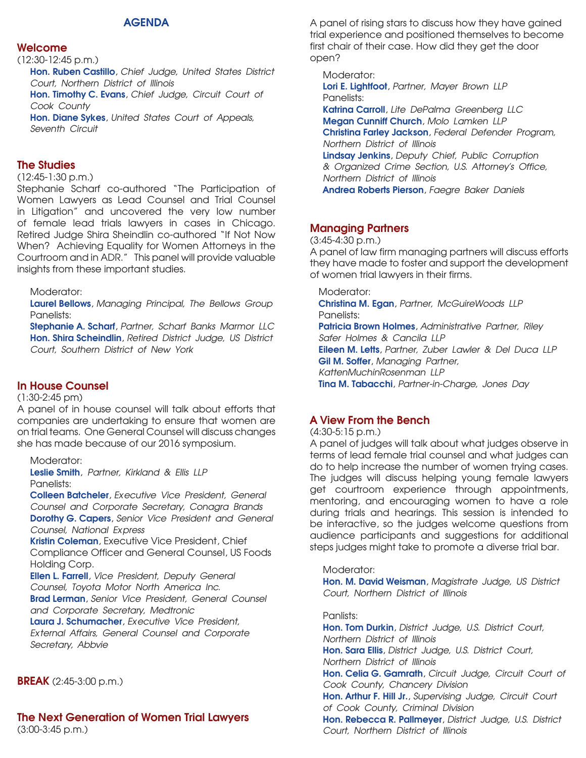## AGENDA

### Welcome

(12:30-12:45 p.m.)

**Hon. Ruben Castillo**, *Chief Judge, United States District Court, Northern District of Illinois*
**Hon. Timothy C. Evans**, *Chief Judge, Circuit Court of Cook County*
**Hon. Diane Sykes**, *United States Court of Appeals, Seventh Circuit*

### The Studies

(12:45-1:30 p.m.)

Stephanie Scharf co-authored "The Participation of Women Lawyers as Lead Counsel and Trial Counsel in Litigation" and uncovered the very low number of female lead trials lawyers in cases in Chicago. Retired Judge Shira Sheindlin co-authored "If Not Now When? Achieving Equality for Women Attorneys in the Courtroom and in ADR." This panel will provide valuable insights from these important studies.

Moderator:
**Laurel Bellows**, *Managing Principal, The Bellows Group*
Panelists:
**Stephanie A. Scharf**, *Partner, Scharf Banks Marmor LLC*
**Hon. Shira Scheindlin**, *Retired District Judge, US District Court, Southern District of New York*

### In House Counsel

(1:30-2:45 pm)

A panel of in house counsel will talk about efforts that companies are undertaking to ensure that women are on trial teams. One General Counsel will discuss changes she has made because of our 2016 symposium.

Moderator:
**Leslie Smith**, *Partner, Kirkland & Ellis LLP*
Panelists:
**Colleen Batcheler**, *Executive Vice President, General Counsel and Corporate Secretary, Conagra Brands*
**Dorothy G. Capers**, *Senior Vice President and General Counsel, National Express*
**Kristin Coleman**, Executive Vice President, Chief Compliance Officer and General Counsel, US Foods Holding Corp.
**Ellen L. Farrell**, *Vice President, Deputy General Counsel, Toyota Motor North America Inc.*
**Brad Lerman**, *Senior Vice President, General Counsel and Corporate Secretary, Medtronic*
**Laura J. Schumacher**, *Executive Vice President, External Affairs, General Counsel and Corporate Secretary, Abbvie*

**BREAK** (2:45-3:00 p.m.)

### The Next Generation of Women Trial Lawyers

(3:00-3:45 p.m.)

A panel of rising stars to discuss how they have gained trial experience and positioned themselves to become first chair of their case. How did they get the door open?

Moderator:
**Lori E. Lightfoot**, *Partner, Mayer Brown LLP*
Panelists:
**Katrina Carroll**, *Lite DePalma Greenberg LLC*
**Megan Cunniff Church**, *Molo Lamken LLP*
**Christina Farley Jackson**, *Federal Defender Program, Northern District of Illinois*
**Lindsay Jenkins**, *Deputy Chief, Public Corruption & Organized Crime Section, U.S. Attorney's Office, Northern District of Illinois*
**Andrea Roberts Pierson**, *Faegre Baker Daniels*

### Managing Partners

(3:45-4:30 p.m.)

A panel of law firm managing partners will discuss efforts they have made to foster and support the development of women trial lawyers in their firms.

Moderator:
**Christina M. Egan**, *Partner, McGuireWoods LLP*
Panelists:
**Patricia Brown Holmes**, *Administrative Partner, Riley Safer Holmes & Cancila LLP*
**Eileen M. Letts**, *Partner, Zuber Lawler & Del Duca LLP*
**Gil M. Soffer**, *Managing Partner, KattenMuchinRosenman LLP*
**Tina M. Tabacchi**, *Partner-in-Charge, Jones Day*

### A View From the Bench

(4:30-5:15 p.m.)

A panel of judges will talk about what judges observe in terms of lead female trial counsel and what judges can do to help increase the number of women trying cases. The judges will discuss helping young female lawyers get courtroom experience through appointments, mentoring, and encouraging women to have a role during trials and hearings. This session is intended to be interactive, so the judges welcome questions from audience participants and suggestions for additional steps judges might take to promote a diverse trial bar.

Moderator:
**Hon. M. David Weisman**, *Magistrate Judge, US District Court, Northern District of Illinois*

Panlists:
**Hon. Tom Durkin**, *District Judge, U.S. District Court, Northern District of Illinois*
**Hon. Sara Ellis**, *District Judge, U.S. District Court, Northern District of Illinois*
**Hon. Celia G. Gamrath**, *Circuit Judge, Circuit Court of Cook County, Chancery Division*
**Hon. Arthur F. Hill Jr.**, *Supervising Judge, Circuit Court of Cook County, Criminal Division*
**Hon. Rebecca R. Pallmeyer**, *District Judge, U.S. District Court, Northern District of Illinois*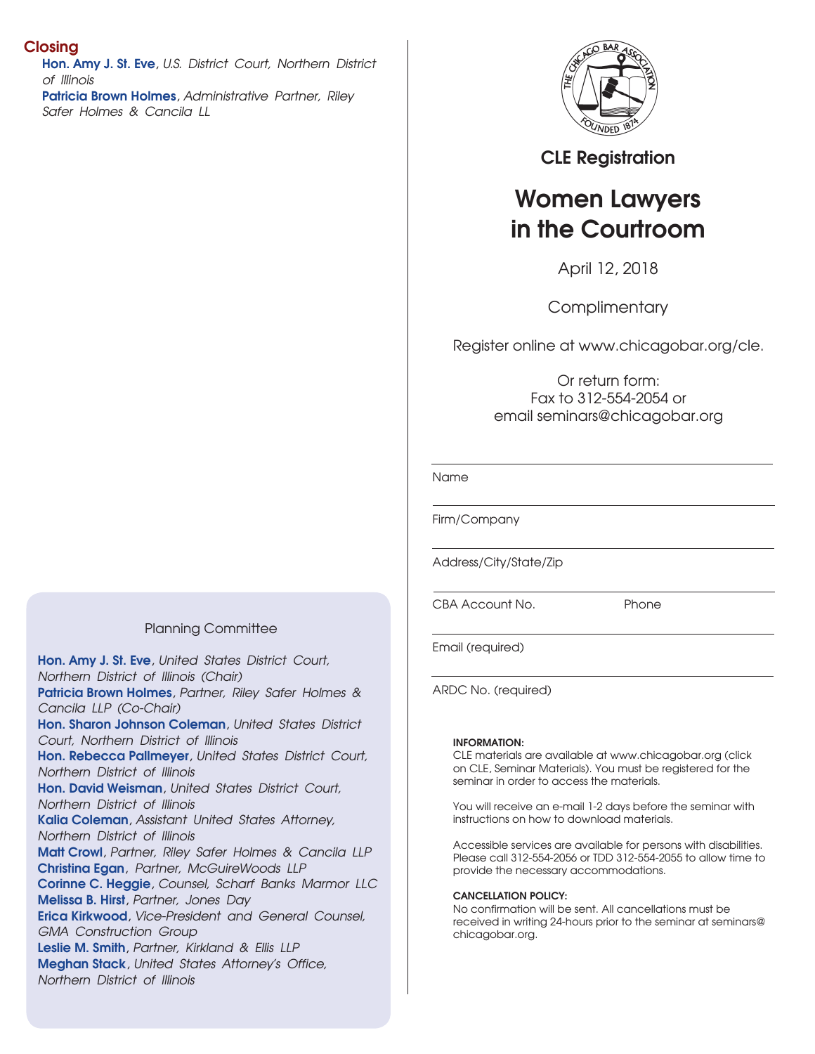## Closing

**Hon. Amy J. St. Eve**, *U.S. District Court, Northern District of Illinois*
**Patricia Brown Holmes**, *Administrative Partner, Riley Safer Holmes & Cancila LL*

### Planning Committee

**Hon. Amy J. St. Eve**, *United States District Court, Northern District of Illinois (Chair)*
**Patricia Brown Holmes**, *Partner, Riley Safer Holmes & Cancila LLP (Co-Chair)*
**Hon. Sharon Johnson Coleman**, *United States District Court, Northern District of Illinois*
**Hon. Rebecca Pallmeyer**, *United States District Court, Northern District of Illinois*
**Hon. David Weisman**, *United States District Court, Northern District of Illinois*
**Kalia Coleman**, *Assistant United States Attorney, Northern District of Illinois*
**Matt Crowl**, *Partner, Riley Safer Holmes & Cancila LLP*
**Christina Egan**, *Partner, McGuireWoods LLP*
**Corinne C. Heggie**, *Counsel, Scharf Banks Marmor LLC*
**Melissa B. Hirst**, *Partner, Jones Day*
**Erica Kirkwood**, *Vice-President and General Counsel, GMA Construction Group*
**Leslie M. Smith**, *Partner, Kirkland & Ellis LLP*
**Meghan Stack**, *United States Attorney's Office, Northern District of Illinois*

THE CHICAGO BAR ASSOCIATION FOUNDED 1874

## CLE Registration

# Women Lawyers in the Courtroom

April 12, 2018

Complimentary

Register online at www.chicagobar.org/cle.

Or return form:
Fax to 312-554-2054 or
email seminars@chicagobar.org

Name

Firm/Company

Address/City/State/Zip

CBA Account No. Phone

Email (required)

ARDC No. (required)

**INFORMATION:**
CLE materials are available at www.chicagobar.org (click on CLE, Seminar Materials). You must be registered for the seminar in order to access the materials.

You will receive an e-mail 1-2 days before the seminar with instructions on how to download materials.

Accessible services are available for persons with disabilities. Please call 312-554-2056 or TDD 312-554-2055 to allow time to provide the necessary accommodations.

**CANCELLATION POLICY:**
No confirmation will be sent. All cancellations must be received in writing 24-hours prior to the seminar at seminars@chicagobar.org.